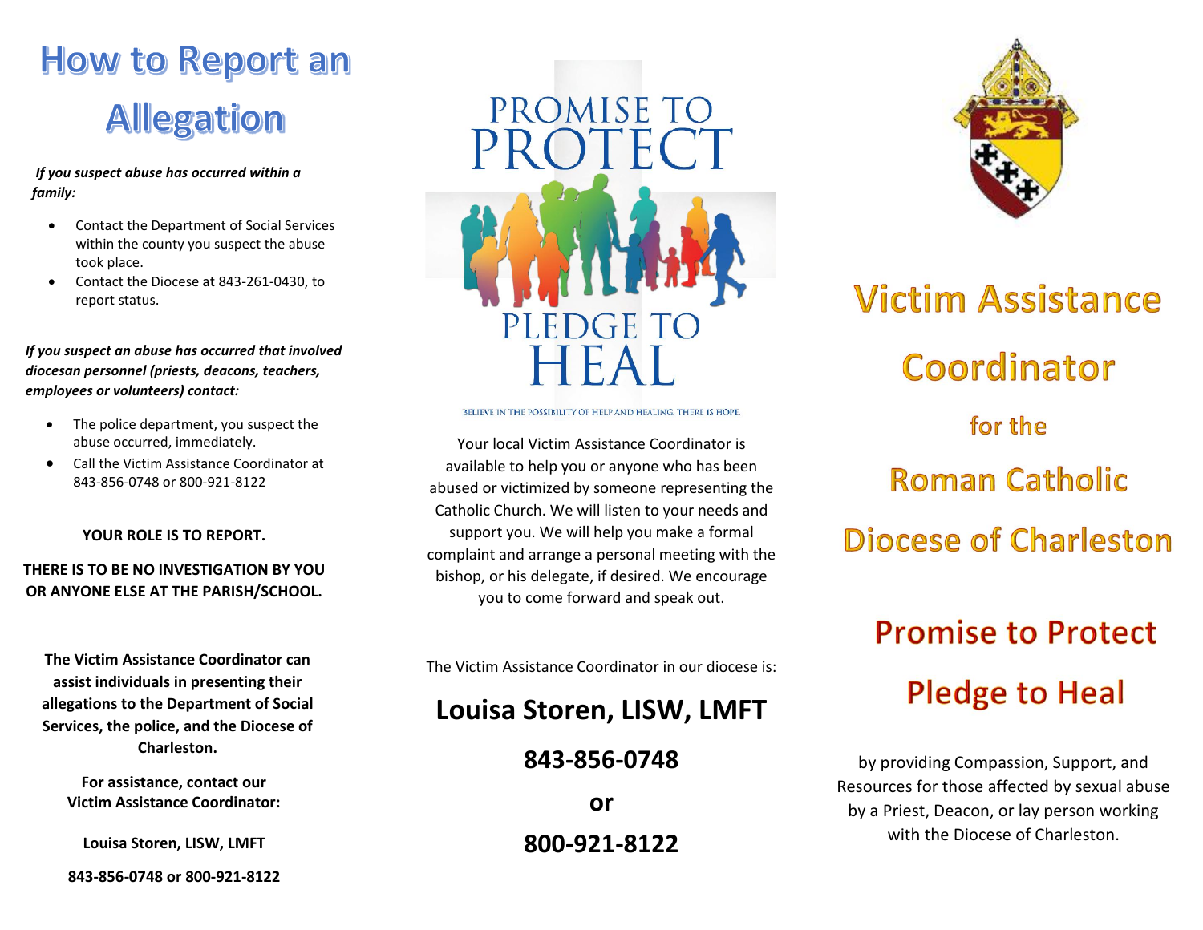# How to Report an Allegation

***If you suspect abuse has occurred within a family:***

- Contact the Department of Social Services within the county you suspect the abuse took place.
- Contact the Diocese at 843-261-0430, to report status.

***If you suspect an abuse has occurred that involved diocesan personnel (priests, deacons, teachers, employees or volunteers) contact:***

- The police department, you suspect the abuse occurred, immediately.
- Call the Victim Assistance Coordinator at 843-856-0748 or 800-921-8122

**YOUR ROLE IS TO REPORT.**

**THERE IS TO BE NO INVESTIGATION BY YOU OR ANYONE ELSE AT THE PARISH/SCHOOL.**

**The Victim Assistance Coordinator can assist individuals in presenting their allegations to the Department of Social Services, the police, and the Diocese of Charleston.**

**For assistance, contact our Victim Assistance Coordinator:**

**Louisa Storen, LISW, LMFT**

**843-856-0748 or 800-921-8122**

PROMISE TO PROTECT

PLEDGE TO HEAL

BELIEVE IN THE POSSIBILITY OF HELP AND HEALING. THERE IS HOPE.

Your local Victim Assistance Coordinator is available to help you or anyone who has been abused or victimized by someone representing the Catholic Church. We will listen to your needs and support you. We will help you make a formal complaint and arrange a personal meeting with the bishop, or his delegate, if desired. We encourage you to come forward and speak out.

The Victim Assistance Coordinator in our diocese is:

**Louisa Storen, LISW, LMFT**

**843-856-0748**

**or**

**800-921-8122**

# Victim Assistance Coordinator

## for the

# Roman Catholic Diocese of Charleston

## Promise to Protect

## Pledge to Heal

by providing Compassion, Support, and Resources for those affected by sexual abuse by a Priest, Deacon, or lay person working with the Diocese of Charleston.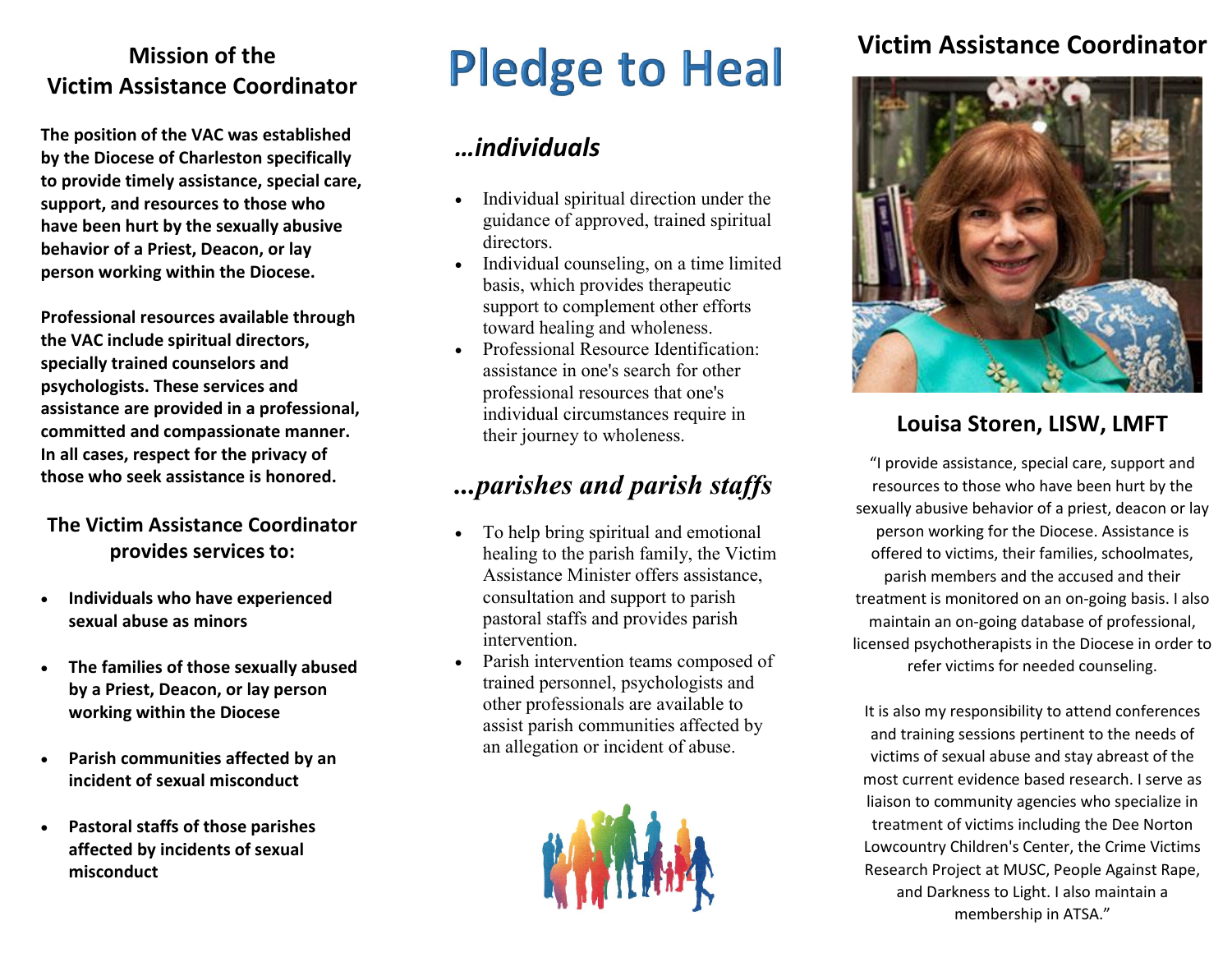## Mission of the Victim Assistance Coordinator

**The position of the VAC was established by the Diocese of Charleston specifically to provide timely assistance, special care, support, and resources to those who have been hurt by the sexually abusive behavior of a Priest, Deacon, or lay person working within the Diocese.**

**Professional resources available through the VAC include spiritual directors, specially trained counselors and psychologists. These services and assistance are provided in a professional, committed and compassionate manner. In all cases, respect for the privacy of those who seek assistance is honored.**

### The Victim Assistance Coordinator provides services to:

- **Individuals who have experienced sexual abuse as minors**
- **The families of those sexually abused by a Priest, Deacon, or lay person working within the Diocese**
- **Parish communities affected by an incident of sexual misconduct**
- **Pastoral staffs of those parishes affected by incidents of sexual misconduct**

# Pledge to Heal

## *...individuals*

- Individual spiritual direction under the guidance of approved, trained spiritual directors.
- Individual counseling, on a time limited basis, which provides therapeutic support to complement other efforts toward healing and wholeness.
- Professional Resource Identification: assistance in one's search for other professional resources that one's individual circumstances require in their journey to wholeness.

## *...parishes and parish staffs*

- To help bring spiritual and emotional healing to the parish family, the Victim Assistance Minister offers assistance, consultation and support to parish pastoral staffs and provides parish intervention.
- Parish intervention teams composed of trained personnel, psychologists and other professionals are available to assist parish communities affected by an allegation or incident of abuse.

## Victim Assistance Coordinator

### Louisa Storen, LISW, LMFT

"I provide assistance, special care, support and resources to those who have been hurt by the sexually abusive behavior of a priest, deacon or lay person working for the Diocese. Assistance is offered to victims, their families, schoolmates, parish members and the accused and their treatment is monitored on an on-going basis. I also maintain an on-going database of professional, licensed psychotherapists in the Diocese in order to refer victims for needed counseling.

It is also my responsibility to attend conferences and training sessions pertinent to the needs of victims of sexual abuse and stay abreast of the most current evidence based research. I serve as liaison to community agencies who specialize in treatment of victims including the Dee Norton Lowcountry Children's Center, the Crime Victims Research Project at MUSC, People Against Rape, and Darkness to Light. I also maintain a membership in ATSA."